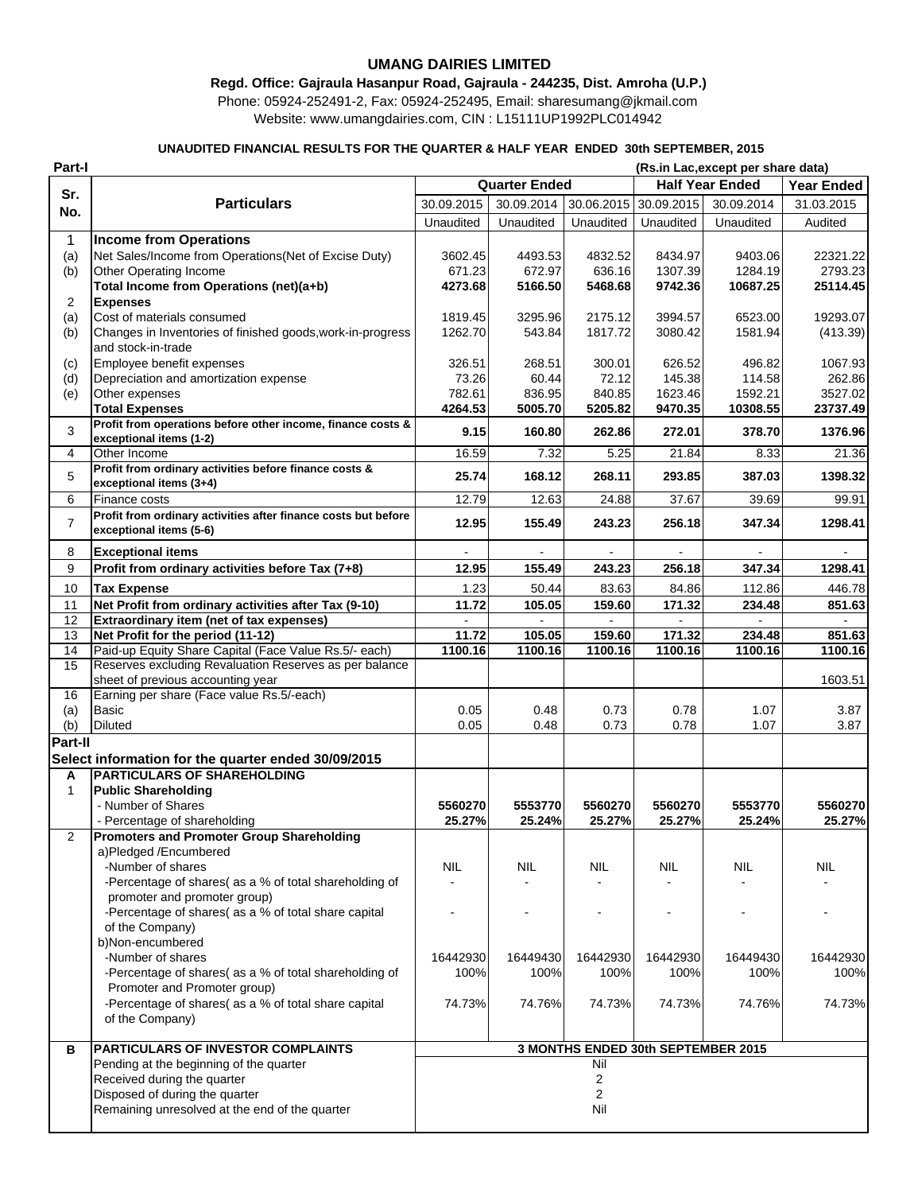# UMANG DAIRIES LIMITED

**Regd. Office: Gajraula Hasanpur Road, Gajraula - 244235, Dist. Amroha (U.P.)**

Phone: 05924-252491-2, Fax: 05924-252495, Email: sharesumang@jkmail.com

Website: www.umangdairies.com, CIN : L15111UP1992PLC014942

**UNAUDITED FINANCIAL RESULTS FOR THE QUARTER & HALF YEAR ENDED 30th SEPTEMBER, 2015**

**Part-I** (Rs.in Lac,except per share data)

| Sr. No. | Particulars | Quarter Ended | | | Half Year Ended | | Year Ended |
|---|---|---|---|---|---|---|---|
| | | 30.09.2015 | 30.09.2014 | 30.06.2015 | 30.09.2015 | 30.09.2014 | 31.03.2015 |
| | | Unaudited | Unaudited | Unaudited | Unaudited | Unaudited | Audited |
| 1 | **Income from Operations** | | | | | | |
| (a) | Net Sales/Income from Operations(Net of Excise Duty) | 3602.45 | 4493.53 | 4832.52 | 8434.97 | 9403.06 | 22321.22 |
| (b) | Other Operating Income | 671.23 | 672.97 | 636.16 | 1307.39 | 1284.19 | 2793.23 |
| | **Total Income from Operations (net)(a+b)** | **4273.68** | **5166.50** | **5468.68** | **9742.36** | **10687.25** | **25114.45** |
| 2 | **Expenses** | | | | | | |
| (a) | Cost of materials consumed | 1819.45 | 3295.96 | 2175.12 | 3994.57 | 6523.00 | 19293.07 |
| (b) | Changes in Inventories of finished goods,work-in-progress and stock-in-trade | 1262.70 | 543.84 | 1817.72 | 3080.42 | 1581.94 | (413.39) |
| (c) | Employee benefit expenses | 326.51 | 268.51 | 300.01 | 626.52 | 496.82 | 1067.93 |
| (d) | Depreciation and amortization expense | 73.26 | 60.44 | 72.12 | 145.38 | 114.58 | 262.86 |
| (e) | Other expenses | 782.61 | 836.95 | 840.85 | 1623.46 | 1592.21 | 3527.02 |
| | **Total Expenses** | **4264.53** | **5005.70** | **5205.82** | **9470.35** | **10308.55** | **23737.49** |
| 3 | **Profit from operations before other income, finance costs & exceptional items (1-2)** | **9.15** | **160.80** | **262.86** | **272.01** | **378.70** | **1376.96** |
| 4 | Other Income | 16.59 | 7.32 | 5.25 | 21.84 | 8.33 | 21.36 |
| 5 | **Profit from ordinary activities before finance costs & exceptional items (3+4)** | **25.74** | **168.12** | **268.11** | **293.85** | **387.03** | **1398.32** |
| 6 | Finance costs | 12.79 | 12.63 | 24.88 | 37.67 | 39.69 | 99.91 |
| 7 | **Profit from ordinary activities after finance costs but before exceptional items (5-6)** | **12.95** | **155.49** | **243.23** | **256.18** | **347.34** | **1298.41** |
| 8 | **Exceptional items** | - | - | - | - | - | - |
| 9 | **Profit from ordinary activities before Tax (7+8)** | **12.95** | **155.49** | **243.23** | **256.18** | **347.34** | **1298.41** |
| 10 | **Tax Expense** | 1.23 | 50.44 | 83.63 | 84.86 | 112.86 | 446.78 |
| 11 | **Net Profit from ordinary activities after Tax (9-10)** | **11.72** | **105.05** | **159.60** | **171.32** | **234.48** | **851.63** |
| 12 | **Extraordinary item (net of tax expenses)** | - | - | - | - | - | - |
| 13 | **Net Profit for the period (11-12)** | **11.72** | **105.05** | **159.60** | **171.32** | **234.48** | **851.63** |
| 14 | Paid-up Equity Share Capital (Face Value Rs.5/- each) | **1100.16** | **1100.16** | **1100.16** | **1100.16** | **1100.16** | **1100.16** |
| 15 | Reserves excluding Revaluation Reserves as per balance sheet of previous accounting year | | | | | | 1603.51 |
| 16 | Earning per share (Face value Rs.5/-each) | | | | | | |
| (a) | Basic | 0.05 | 0.48 | 0.73 | 0.78 | 1.07 | 3.87 |
| (b) | Diluted | 0.05 | 0.48 | 0.73 | 0.78 | 1.07 | 3.87 |
| **Part-II** | | | | | | | |
| | **Select information for the quarter ended 30/09/2015** | | | | | | |
| **A** | **PARTICULARS OF SHAREHOLDING** | | | | | | |
| 1 | **Public Shareholding** | | | | | | |
| | - Number of Shares | **5560270** | **5553770** | **5560270** | **5560270** | **5553770** | **5560270** |
| | - Percentage of shareholding | **25.27%** | **25.24%** | **25.27%** | **25.27%** | **25.24%** | **25.27%** |
| 2 | **Promoters and Promoter Group Shareholding** | | | | | | |
| | a)Pledged /Encumbered | | | | | | |
| | -Number of shares | NIL | NIL | NIL | NIL | NIL | NIL |
| | -Percentage of shares( as a % of total shareholding of promoter and promoter group) | - | - | - | - | - | - |
| | -Percentage of shares( as a % of total share capital of the Company) | - | - | - | - | - | - |
| | b)Non-encumbered | | | | | | |
| | -Number of shares | 16442930 | 16449430 | 16442930 | 16442930 | 16449430 | 16442930 |
| | -Percentage of shares( as a % of total shareholding of Promoter and Promoter group) | 100% | 100% | 100% | 100% | 100% | 100% |
| | -Percentage of shares( as a % of total share capital of the Company) | 74.73% | 74.76% | 74.73% | 74.73% | 74.76% | 74.73% |

| | | |
|---|---|---|
| **B** | **PARTICULARS OF INVESTOR COMPLAINTS** | **3 MONTHS ENDED 30th SEPTEMBER 2015** |
| | Pending at the beginning of the quarter | Nil |
| | Received during the quarter | 2 |
| | Disposed of during the quarter | 2 |
| | Remaining unresolved at the end of the quarter | Nil |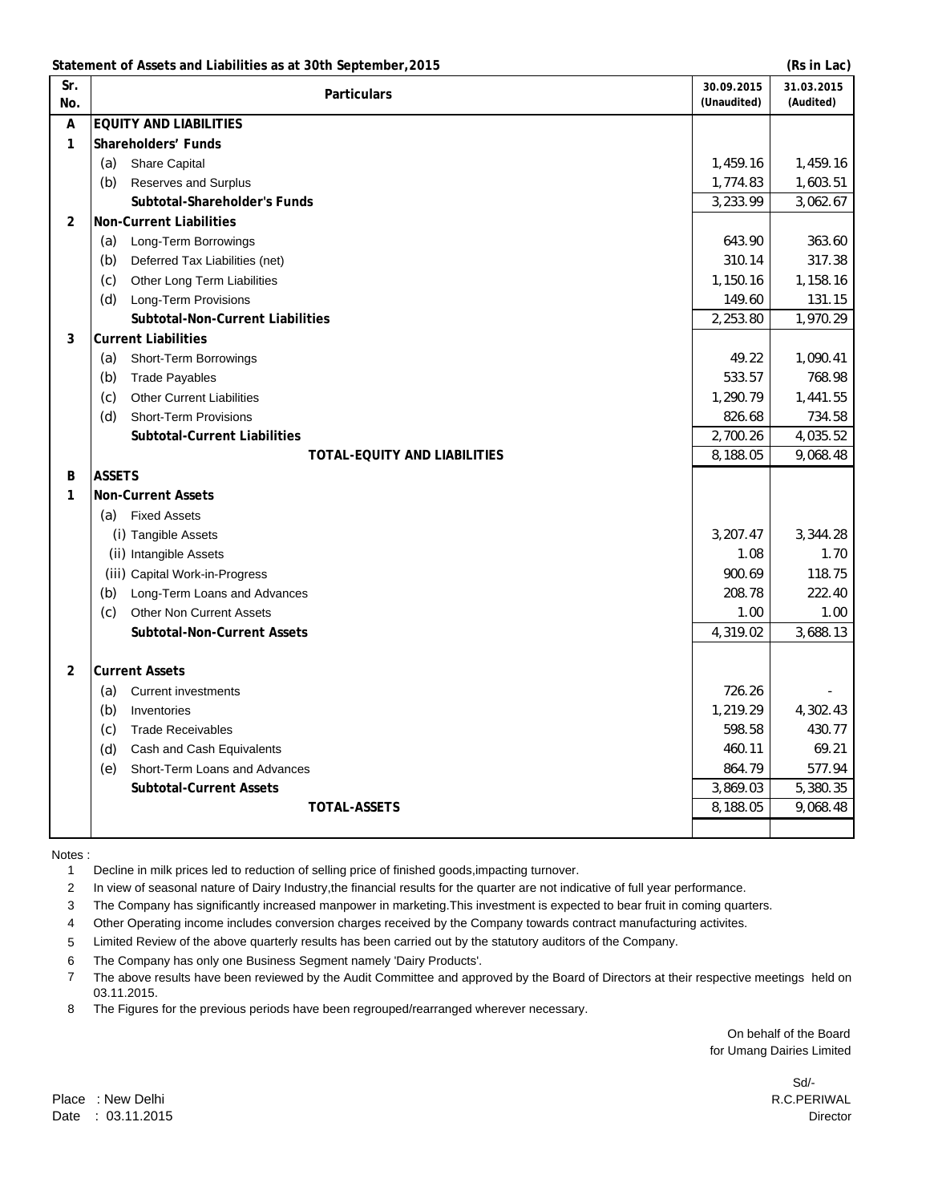**Statement of Assets and Liabilities as at 30th September,2015** **(Rs in Lac)**

| Sr. No. | Particulars | 30.09.2015 (Unaudited) | 31.03.2015 (Audited) |
|---|---|---|---|
| A | **EQUITY AND LIABILITIES** | | |
| 1 | **Shareholders' Funds** | | |
| | (a) Share Capital | 1,459.16 | 1,459.16 |
| | (b) Reserves and Surplus | 1,774.83 | 1,603.51 |
| | **Subtotal-Shareholder's Funds** | 3,233.99 | 3,062.67 |
| 2 | **Non-Current Liabilities** | | |
| | (a) Long-Term Borrowings | 643.90 | 363.60 |
| | (b) Deferred Tax Liabilities (net) | 310.14 | 317.38 |
| | (c) Other Long Term Liabilities | 1,150.16 | 1,158.16 |
| | (d) Long-Term Provisions | 149.60 | 131.15 |
| | **Subtotal-Non-Current Liabilities** | 2,253.80 | 1,970.29 |
| 3 | **Current Liabilities** | | |
| | (a) Short-Term Borrowings | 49.22 | 1,090.41 |
| | (b) Trade Payables | 533.57 | 768.98 |
| | (c) Other Current Liabilities | 1,290.79 | 1,441.55 |
| | (d) Short-Term Provisions | 826.68 | 734.58 |
| | **Subtotal-Current Liabilities** | 2,700.26 | 4,035.52 |
| | **TOTAL-EQUITY AND LIABILITIES** | 8,188.05 | 9,068.48 |
| B | **ASSETS** | | |
| 1 | **Non-Current Assets** | | |
| | (a) Fixed Assets | | |
| | (i) Tangible Assets | 3,207.47 | 3,344.28 |
| | (ii) Intangible Assets | 1.08 | 1.70 |
| | (iii) Capital Work-in-Progress | 900.69 | 118.75 |
| | (b) Long-Term Loans and Advances | 208.78 | 222.40 |
| | (c) Other Non Current Assets | 1.00 | 1.00 |
| | **Subtotal-Non-Current Assets** | 4,319.02 | 3,688.13 |
| 2 | **Current Assets** | | |
| | (a) Current investments | 726.26 | - |
| | (b) Inventories | 1,219.29 | 4,302.43 |
| | (c) Trade Receivables | 598.58 | 430.77 |
| | (d) Cash and Cash Equivalents | 460.11 | 69.21 |
| | (e) Short-Term Loans and Advances | 864.79 | 577.94 |
| | **Subtotal-Current Assets** | 3,869.03 | 5,380.35 |
| | **TOTAL-ASSETS** | 8,188.05 | 9,068.48 |

Notes :

1. Decline in milk prices led to reduction of selling price of finished goods,impacting turnover.
2. In view of seasonal nature of Dairy Industry,the financial results for the quarter are not indicative of full year performance.
3. The Company has significantly increased manpower in marketing.This investment is expected to bear fruit in coming quarters.
4. Other Operating income includes conversion charges received by the Company towards contract manufacturing activites.
5. Limited Review of the above quarterly results has been carried out by the statutory auditors of the Company.
6. The Company has only one Business Segment namely 'Dairy Products'.
7. The above results have been reviewed by the Audit Committee and approved by the Board of Directors at their respective meetings held on 03.11.2015.
8. The Figures for the previous periods have been regrouped/rearranged wherever necessary.

On behalf of the Board
for Umang Dairies Limited

Sd/-
R.C.PERIWAL
Director

Place : New Delhi
Date : 03.11.2015